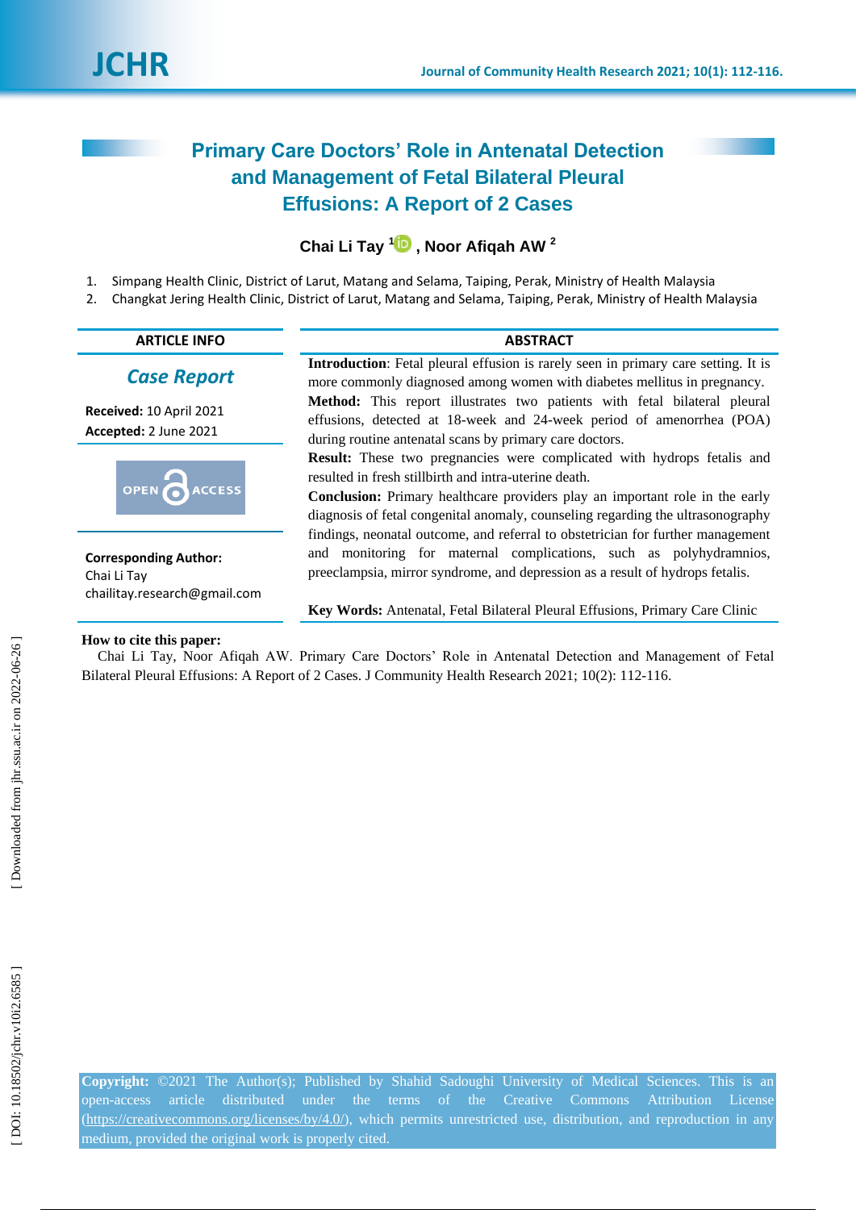# Primary Care Doctors' Role in Antenatal Detection and Management of Fetal Bilateral Pleural Effusions: A Report of 2 Cases

**Chai Li Tay** [1], **Noor Afiqah AW** [2]

1. Simpang Health Clinic, District of Larut, Matang and Selama, Taiping, Perak, Ministry of Health Malaysia
2. Changkat Jering Health Clinic, District of Larut, Matang and Selama, Taiping, Perak, Ministry of Health Malaysia

## ARTICLE INFO

*Case Report*

**Received:** 10 April 2021
**Accepted:** 2 June 2021

OPEN ACCESS

**Corresponding Author:**
Chai Li Tay
chailitay.research@gmail.com

## ABSTRACT

**Introduction**: Fetal pleural effusion is rarely seen in primary care setting. It is more commonly diagnosed among women with diabetes mellitus in pregnancy.

**Method:** This report illustrates two patients with fetal bilateral pleural effusions, detected at 18-week and 24-week period of amenorrhea (POA) during routine antenatal scans by primary care doctors.

**Result:** These two pregnancies were complicated with hydrops fetalis and resulted in fresh stillbirth and intra-uterine death.

**Conclusion:** Primary healthcare providers play an important role in the early diagnosis of fetal congenital anomaly, counseling regarding the ultrasonography findings, neonatal outcome, and referral to obstetrician for further management and monitoring for maternal complications, such as polyhydramnios, preeclampsia, mirror syndrome, and depression as a result of hydrops fetalis.

**Key Words:** Antenatal, Fetal Bilateral Pleural Effusions, Primary Care Clinic

**How to cite this paper:**
Chai Li Tay, Noor Afiqah AW. Primary Care Doctors' Role in Antenatal Detection and Management of Fetal Bilateral Pleural Effusions: A Report of 2 Cases. J Community Health Research 2021; 10(2): 112-116.

**Copyright:** ©2021 The Author(s); Published by Shahid Sadoughi University of Medical Sciences. This is an open-access article distributed under the terms of the Creative Commons Attribution License (https://creativecommons.org/licenses/by/4.0/), which permits unrestricted use, distribution, and reproduction in any medium, provided the original work is properly cited.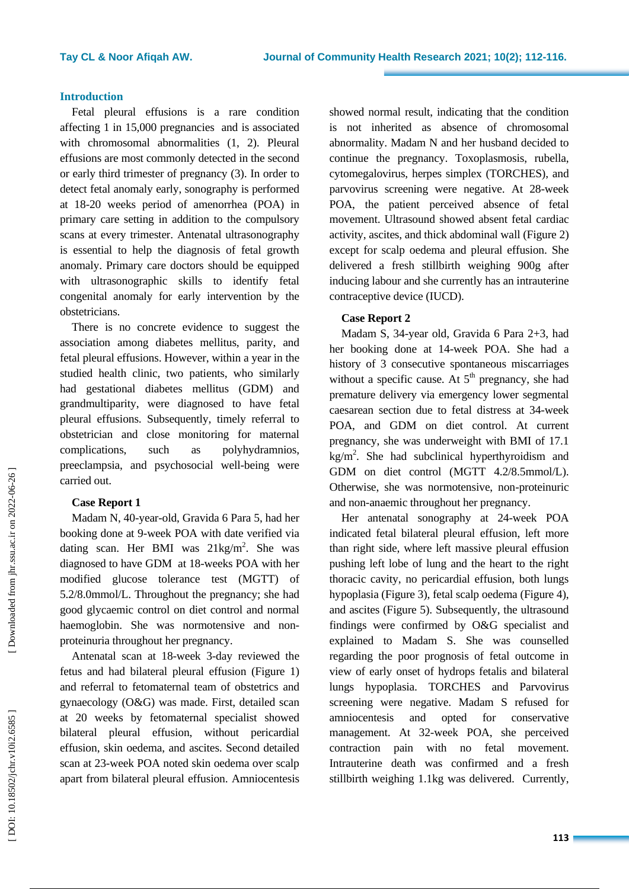## Introduction

Fetal pleural effusions is a rare condition affecting 1 in 15,000 pregnancies and is associated with chromosomal abnormalities (1, 2). Pleural effusions are most commonly detected in the second or early third trimester of pregnancy (3). In order to detect fetal anomaly early, sonography is performed at 18-20 weeks period of amenorrhea (POA) in primary care setting in addition to the compulsory scans at every trimester. Antenatal ultrasonography is essential to help the diagnosis of fetal growth anomaly. Primary care doctors should be equipped with ultrasonographic skills to identify fetal congenital anomaly for early intervention by the obstetricians.

There is no concrete evidence to suggest the association among diabetes mellitus, parity, and fetal pleural effusions. However, within a year in the studied health clinic, two patients, who similarly had gestational diabetes mellitus (GDM) and grandmultiparity, were diagnosed to have fetal pleural effusions. Subsequently, timely referral to obstetrician and close monitoring for maternal complications, such as polyhydramnios, preeclampsia, and psychosocial well-being were carried out.

### Case Report 1

Madam N, 40-year-old, Gravida 6 Para 5, had her booking done at 9-week POA with date verified via dating scan. Her BMI was 21kg/m$^2$. She was diagnosed to have GDM at 18-weeks POA with her modified glucose tolerance test (MGTT) of 5.2/8.0mmol/L. Throughout the pregnancy; she had good glycaemic control on diet control and normal haemoglobin. She was normotensive and non-proteinuria throughout her pregnancy.

Antenatal scan at 18-week 3-day reviewed the fetus and had bilateral pleural effusion (Figure 1) and referral to fetomaternal team of obstetrics and gynaecology (O&G) was made. First, detailed scan at 20 weeks by fetomaternal specialist showed bilateral pleural effusion, without pericardial effusion, skin oedema, and ascites. Second detailed scan at 23-week POA noted skin oedema over scalp apart from bilateral pleural effusion. Amniocentesis showed normal result, indicating that the condition is not inherited as absence of chromosomal abnormality. Madam N and her husband decided to continue the pregnancy. Toxoplasmosis, rubella, cytomegalovirus, herpes simplex (TORCHES), and parvovirus screening were negative. At 28-week POA, the patient perceived absence of fetal movement. Ultrasound showed absent fetal cardiac activity, ascites, and thick abdominal wall (Figure 2) except for scalp oedema and pleural effusion. She delivered a fresh stillbirth weighing 900g after inducing labour and she currently has an intrauterine contraceptive device (IUCD).

### Case Report 2

Madam S, 34-year old, Gravida 6 Para 2+3, had her booking done at 14-week POA. She had a history of 3 consecutive spontaneous miscarriages without a specific cause. At 5$^{th}$ pregnancy, she had premature delivery via emergency lower segmental caesarean section due to fetal distress at 34-week POA, and GDM on diet control. At current pregnancy, she was underweight with BMI of 17.1 kg/m$^2$. She had subclinical hyperthyroidism and GDM on diet control (MGTT 4.2/8.5mmol/L). Otherwise, she was normotensive, non-proteinuric and non-anaemic throughout her pregnancy.

Her antenatal sonography at 24-week POA indicated fetal bilateral pleural effusion, left more than right side, where left massive pleural effusion pushing left lobe of lung and the heart to the right thoracic cavity, no pericardial effusion, both lungs hypoplasia (Figure 3), fetal scalp oedema (Figure 4), and ascites (Figure 5). Subsequently, the ultrasound findings were confirmed by O&G specialist and explained to Madam S. She was counselled regarding the poor prognosis of fetal outcome in view of early onset of hydrops fetalis and bilateral lungs hypoplasia. TORCHES and Parvovirus screening were negative. Madam S refused for amniocentesis and opted for conservative management. At 32-week POA, she perceived contraction pain with no fetal movement. Intrauterine death was confirmed and a fresh stillbirth weighing 1.1kg was delivered. Currently,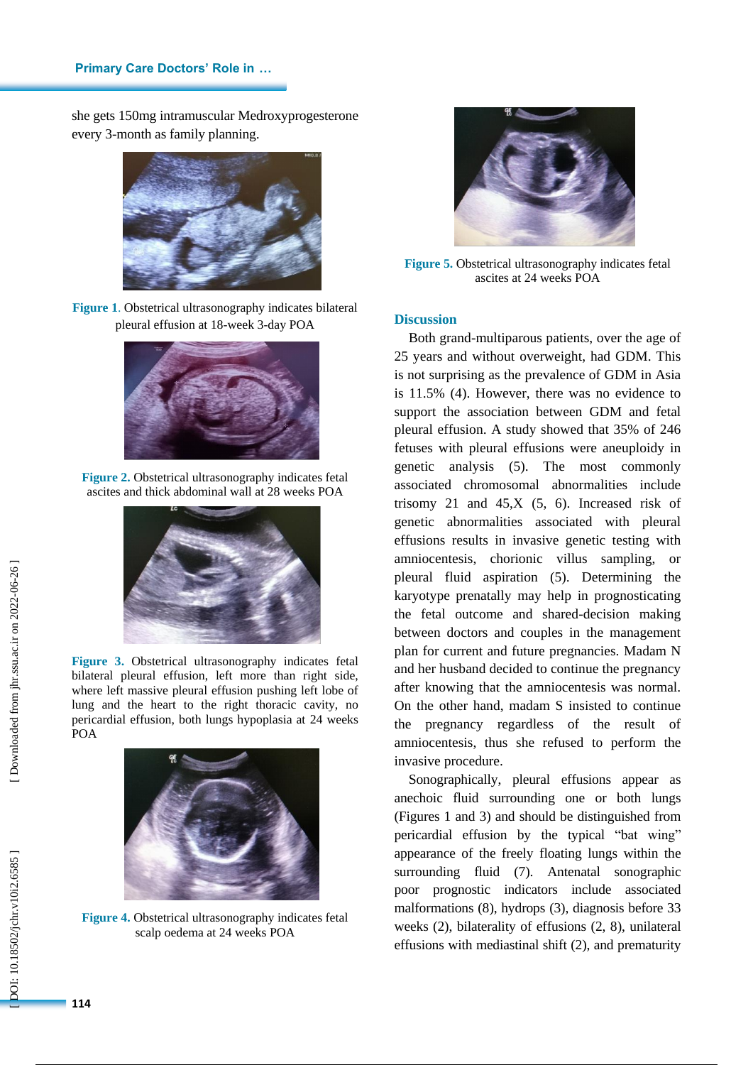she gets 150mg intramuscular Medroxyprogesterone every 3-month as family planning.

**Figure 1**. Obstetrical ultrasonography indicates bilateral pleural effusion at 18-week 3-day POA

**Figure 2.** Obstetrical ultrasonography indicates fetal ascites and thick abdominal wall at 28 weeks POA

**Figure 3.** Obstetrical ultrasonography indicates fetal bilateral pleural effusion, left more than right side, where left massive pleural effusion pushing left lobe of lung and the heart to the right thoracic cavity, no pericardial effusion, both lungs hypoplasia at 24 weeks POA

**Figure 4.** Obstetrical ultrasonography indicates fetal scalp oedema at 24 weeks POA

**Figure 5.** Obstetrical ultrasonography indicates fetal ascites at 24 weeks POA

## Discussion

Both grand-multiparous patients, over the age of 25 years and without overweight, had GDM. This is not surprising as the prevalence of GDM in Asia is 11.5% (4). However, there was no evidence to support the association between GDM and fetal pleural effusion. A study showed that 35% of 246 fetuses with pleural effusions were aneuploidy in genetic analysis (5). The most commonly associated chromosomal abnormalities include trisomy 21 and 45,X (5, 6). Increased risk of genetic abnormalities associated with pleural effusions results in invasive genetic testing with amniocentesis, chorionic villus sampling, or pleural fluid aspiration (5). Determining the karyotype prenatally may help in prognosticating the fetal outcome and shared-decision making between doctors and couples in the management plan for current and future pregnancies. Madam N and her husband decided to continue the pregnancy after knowing that the amniocentesis was normal. On the other hand, madam S insisted to continue the pregnancy regardless of the result of amniocentesis, thus she refused to perform the invasive procedure.

Sonographically, pleural effusions appear as anechoic fluid surrounding one or both lungs (Figures 1 and 3) and should be distinguished from pericardial effusion by the typical "bat wing" appearance of the freely floating lungs within the surrounding fluid (7). Antenatal sonographic poor prognostic indicators include associated malformations (8), hydrops (3), diagnosis before 33 weeks (2), bilaterality of effusions (2, 8), unilateral effusions with mediastinal shift (2), and prematurity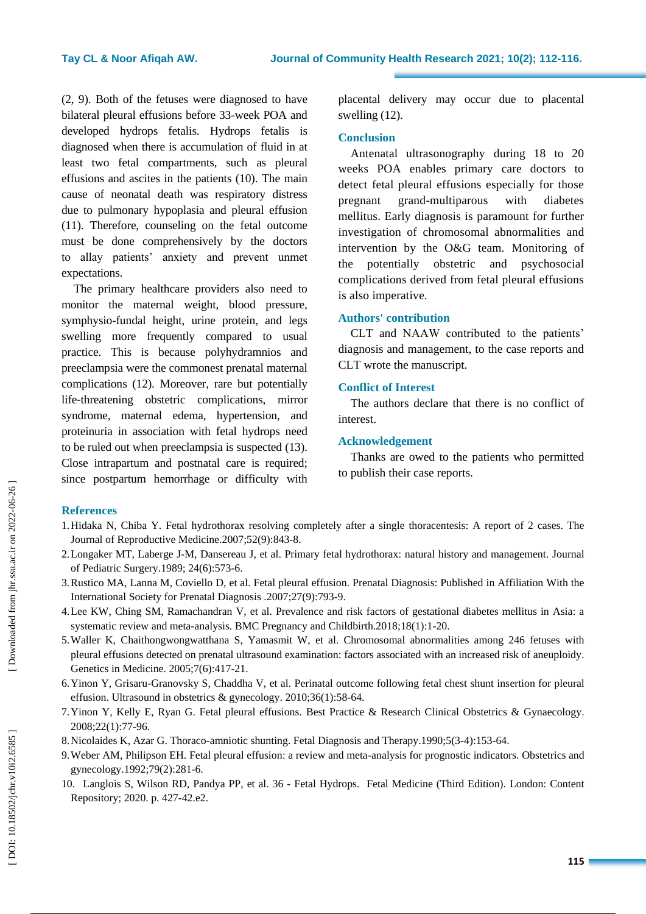(2, 9). Both of the fetuses were diagnosed to have bilateral pleural effusions before 33-week POA and developed hydrops fetalis. Hydrops fetalis is diagnosed when there is accumulation of fluid in at least two fetal compartments, such as pleural effusions and ascites in the patients (10). The main cause of neonatal death was respiratory distress due to pulmonary hypoplasia and pleural effusion (11). Therefore, counseling on the fetal outcome must be done comprehensively by the doctors to allay patients' anxiety and prevent unmet expectations.

The primary healthcare providers also need to monitor the maternal weight, blood pressure, symphysio-fundal height, urine protein, and legs swelling more frequently compared to usual practice. This is because polyhydramnios and preeclampsia were the commonest prenatal maternal complications (12). Moreover, rare but potentially life-threatening obstetric complications, mirror syndrome, maternal edema, hypertension, and proteinuria in association with fetal hydrops need to be ruled out when preeclampsia is suspected (13). Close intrapartum and postnatal care is required; since postpartum hemorrhage or difficulty with placental delivery may occur due to placental swelling (12).

## Conclusion

Antenatal ultrasonography during 18 to 20 weeks POA enables primary care doctors to detect fetal pleural effusions especially for those pregnant grand-multiparous with diabetes mellitus. Early diagnosis is paramount for further investigation of chromosomal abnormalities and intervention by the O&G team. Monitoring of the potentially obstetric and psychosocial complications derived from fetal pleural effusions is also imperative.

## Authors' contribution

CLT and NAAW contributed to the patients' diagnosis and management, to the case reports and CLT wrote the manuscript.

## Conflict of Interest

The authors declare that there is no conflict of interest.

## Acknowledgement

Thanks are owed to the patients who permitted to publish their case reports.

## References

1. Hidaka N, Chiba Y. Fetal hydrothorax resolving completely after a single thoracentesis: A report of 2 cases. The Journal of Reproductive Medicine.2007;52(9):843-8.
2. Longaker MT, Laberge J-M, Dansereau J, et al. Primary fetal hydrothorax: natural history and management. Journal of Pediatric Surgery.1989; 24(6):573-6.
3. Rustico MA, Lanna M, Coviello D, et al. Fetal pleural effusion. Prenatal Diagnosis: Published in Affiliation With the International Society for Prenatal Diagnosis .2007;27(9):793-9.
4. Lee KW, Ching SM, Ramachandran V, et al. Prevalence and risk factors of gestational diabetes mellitus in Asia: a systematic review and meta-analysis. BMC Pregnancy and Childbirth.2018;18(1):1-20.
5. Waller K, Chaithongwongwatthana S, Yamasmit W, et al. Chromosomal abnormalities among 246 fetuses with pleural effusions detected on prenatal ultrasound examination: factors associated with an increased risk of aneuploidy. Genetics in Medicine. 2005;7(6):417-21.
6. Yinon Y, Grisaru-Granovsky S, Chaddha V, et al. Perinatal outcome following fetal chest shunt insertion for pleural effusion. Ultrasound in obstetrics & gynecology. 2010;36(1):58-64.
7. Yinon Y, Kelly E, Ryan G. Fetal pleural effusions. Best Practice & Research Clinical Obstetrics & Gynaecology. 2008;22(1):77-96.
8. Nicolaides K, Azar G. Thoraco-amniotic shunting. Fetal Diagnosis and Therapy.1990;5(3-4):153-64.
9. Weber AM, Philipson EH. Fetal pleural effusion: a review and meta-analysis for prognostic indicators. Obstetrics and gynecology.1992;79(2):281-6.
10. Langlois S, Wilson RD, Pandya PP, et al. 36 - Fetal Hydrops. Fetal Medicine (Third Edition). London: Content Repository; 2020. p. 427-42.e2.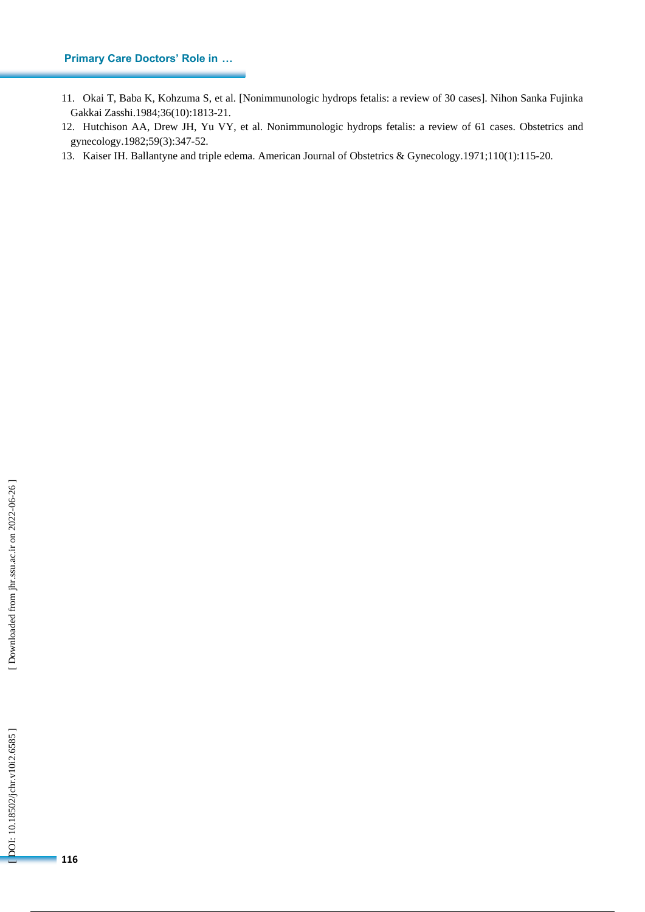11. Okai T, Baba K, Kohzuma S, et al. [Nonimmunologic hydrops fetalis: a review of 30 cases]. Nihon Sanka Fujinka Gakkai Zasshi.1984;36(10):1813-21.
12. Hutchison AA, Drew JH, Yu VY, et al. Nonimmunologic hydrops fetalis: a review of 61 cases. Obstetrics and gynecology.1982;59(3):347-52.
13. Kaiser IH. Ballantyne and triple edema. American Journal of Obstetrics & Gynecology.1971;110(1):115-20.